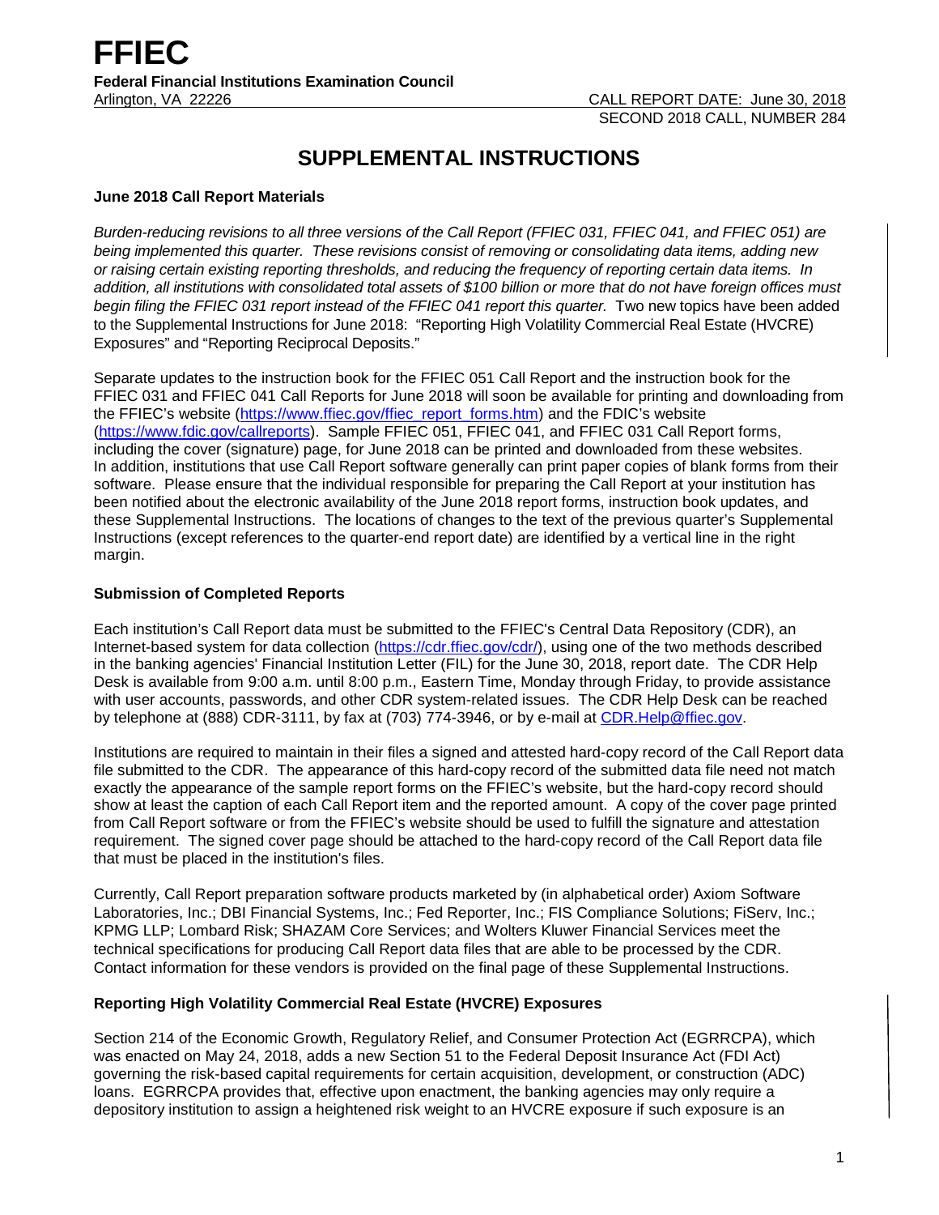# FFIEC

**Federal Financial Institutions Examination Council**

Arlington, VA 22226

CALL REPORT DATE: June 30, 2018

SECOND 2018 CALL, NUMBER 284

## SUPPLEMENTAL INSTRUCTIONS

### June 2018 Call Report Materials

*Burden-reducing revisions to all three versions of the Call Report (FFIEC 031, FFIEC 041, and FFIEC 051) are being implemented this quarter. These revisions consist of removing or consolidating data items, adding new or raising certain existing reporting thresholds, and reducing the frequency of reporting certain data items. In addition, all institutions with consolidated total assets of $100 billion or more that do not have foreign offices must begin filing the FFIEC 031 report instead of the FFIEC 041 report this quarter.* Two new topics have been added to the Supplemental Instructions for June 2018: "Reporting High Volatility Commercial Real Estate (HVCRE) Exposures" and "Reporting Reciprocal Deposits."

Separate updates to the instruction book for the FFIEC 051 Call Report and the instruction book for the FFIEC 031 and FFIEC 041 Call Reports for June 2018 will soon be available for printing and downloading from the FFIEC's website (https://www.ffiec.gov/ffiec_report_forms.htm) and the FDIC's website (https://www.fdic.gov/callreports). Sample FFIEC 051, FFIEC 041, and FFIEC 031 Call Report forms, including the cover (signature) page, for June 2018 can be printed and downloaded from these websites. In addition, institutions that use Call Report software generally can print paper copies of blank forms from their software. Please ensure that the individual responsible for preparing the Call Report at your institution has been notified about the electronic availability of the June 2018 report forms, instruction book updates, and these Supplemental Instructions. The locations of changes to the text of the previous quarter's Supplemental Instructions (except references to the quarter-end report date) are identified by a vertical line in the right margin.

### Submission of Completed Reports

Each institution's Call Report data must be submitted to the FFIEC's Central Data Repository (CDR), an Internet-based system for data collection (https://cdr.ffiec.gov/cdr/), using one of the two methods described in the banking agencies' Financial Institution Letter (FIL) for the June 30, 2018, report date. The CDR Help Desk is available from 9:00 a.m. until 8:00 p.m., Eastern Time, Monday through Friday, to provide assistance with user accounts, passwords, and other CDR system-related issues. The CDR Help Desk can be reached by telephone at (888) CDR-3111, by fax at (703) 774-3946, or by e-mail at CDR.Help@ffiec.gov.

Institutions are required to maintain in their files a signed and attested hard-copy record of the Call Report data file submitted to the CDR. The appearance of this hard-copy record of the submitted data file need not match exactly the appearance of the sample report forms on the FFIEC's website, but the hard-copy record should show at least the caption of each Call Report item and the reported amount. A copy of the cover page printed from Call Report software or from the FFIEC's website should be used to fulfill the signature and attestation requirement. The signed cover page should be attached to the hard-copy record of the Call Report data file that must be placed in the institution's files.

Currently, Call Report preparation software products marketed by (in alphabetical order) Axiom Software Laboratories, Inc.; DBI Financial Systems, Inc.; Fed Reporter, Inc.; FIS Compliance Solutions; FiServ, Inc.; KPMG LLP; Lombard Risk; SHAZAM Core Services; and Wolters Kluwer Financial Services meet the technical specifications for producing Call Report data files that are able to be processed by the CDR. Contact information for these vendors is provided on the final page of these Supplemental Instructions.

### Reporting High Volatility Commercial Real Estate (HVCRE) Exposures

Section 214 of the Economic Growth, Regulatory Relief, and Consumer Protection Act (EGRRCPA), which was enacted on May 24, 2018, adds a new Section 51 to the Federal Deposit Insurance Act (FDI Act) governing the risk-based capital requirements for certain acquisition, development, or construction (ADC) loans. EGRRCPA provides that, effective upon enactment, the banking agencies may only require a depository institution to assign a heightened risk weight to an HVCRE exposure if such exposure is an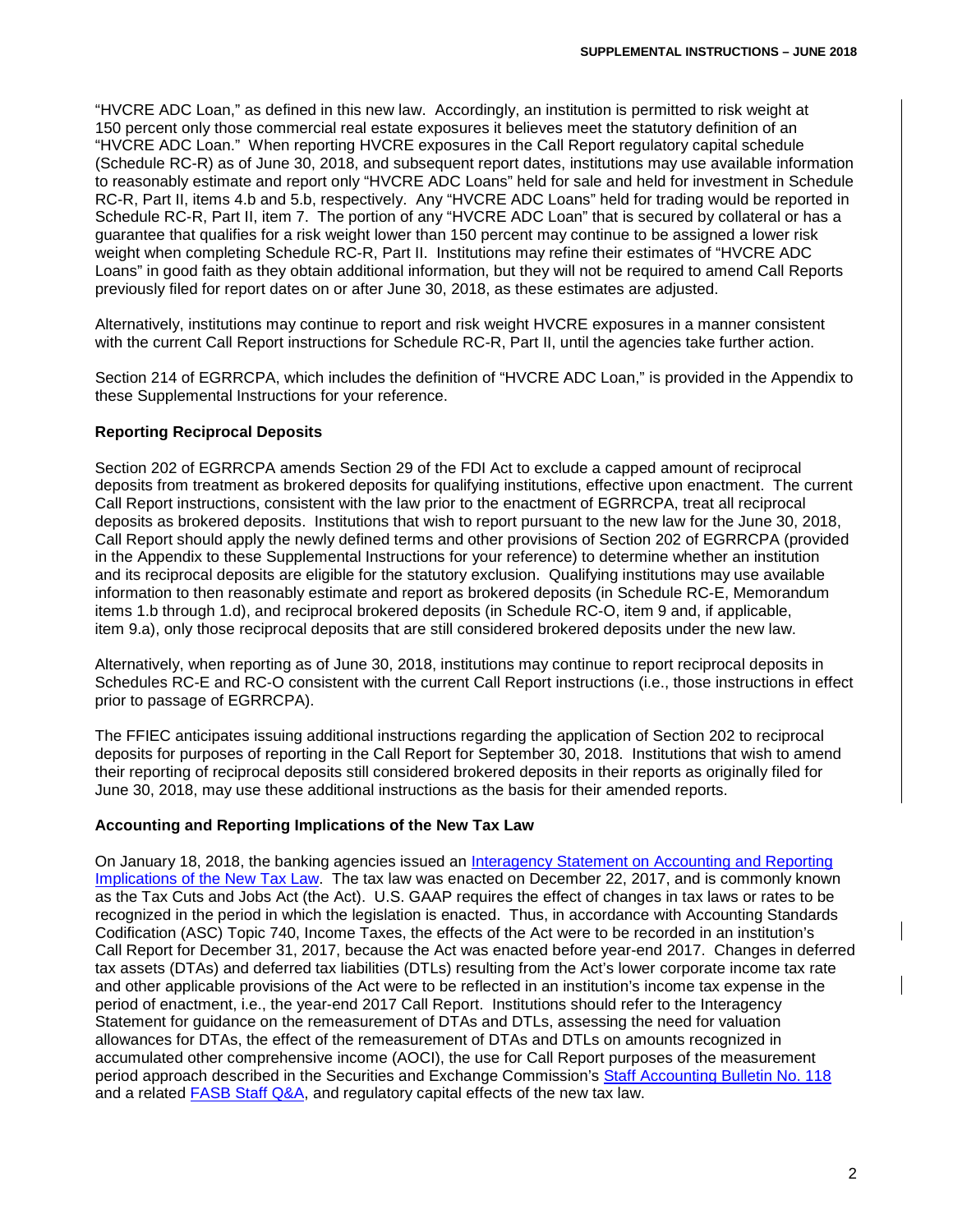"HVCRE ADC Loan," as defined in this new law. Accordingly, an institution is permitted to risk weight at 150 percent only those commercial real estate exposures it believes meet the statutory definition of an "HVCRE ADC Loan." When reporting HVCRE exposures in the Call Report regulatory capital schedule (Schedule RC-R) as of June 30, 2018, and subsequent report dates, institutions may use available information to reasonably estimate and report only "HVCRE ADC Loans" held for sale and held for investment in Schedule RC-R, Part II, items 4.b and 5.b, respectively. Any "HVCRE ADC Loans" held for trading would be reported in Schedule RC-R, Part II, item 7. The portion of any "HVCRE ADC Loan" that is secured by collateral or has a guarantee that qualifies for a risk weight lower than 150 percent may continue to be assigned a lower risk weight when completing Schedule RC-R, Part II. Institutions may refine their estimates of "HVCRE ADC Loans" in good faith as they obtain additional information, but they will not be required to amend Call Reports previously filed for report dates on or after June 30, 2018, as these estimates are adjusted.

Alternatively, institutions may continue to report and risk weight HVCRE exposures in a manner consistent with the current Call Report instructions for Schedule RC-R, Part II, until the agencies take further action.

Section 214 of EGRRCPA, which includes the definition of "HVCRE ADC Loan," is provided in the Appendix to these Supplemental Instructions for your reference.

### Reporting Reciprocal Deposits

Section 202 of EGRRCPA amends Section 29 of the FDI Act to exclude a capped amount of reciprocal deposits from treatment as brokered deposits for qualifying institutions, effective upon enactment. The current Call Report instructions, consistent with the law prior to the enactment of EGRRCPA, treat all reciprocal deposits as brokered deposits. Institutions that wish to report pursuant to the new law for the June 30, 2018, Call Report should apply the newly defined terms and other provisions of Section 202 of EGRRCPA (provided in the Appendix to these Supplemental Instructions for your reference) to determine whether an institution and its reciprocal deposits are eligible for the statutory exclusion. Qualifying institutions may use available information to then reasonably estimate and report as brokered deposits (in Schedule RC-E, Memorandum items 1.b through 1.d), and reciprocal brokered deposits (in Schedule RC-O, item 9 and, if applicable, item 9.a), only those reciprocal deposits that are still considered brokered deposits under the new law.

Alternatively, when reporting as of June 30, 2018, institutions may continue to report reciprocal deposits in Schedules RC-E and RC-O consistent with the current Call Report instructions (i.e., those instructions in effect prior to passage of EGRRCPA).

The FFIEC anticipates issuing additional instructions regarding the application of Section 202 to reciprocal deposits for purposes of reporting in the Call Report for September 30, 2018. Institutions that wish to amend their reporting of reciprocal deposits still considered brokered deposits in their reports as originally filed for June 30, 2018, may use these additional instructions as the basis for their amended reports.

### Accounting and Reporting Implications of the New Tax Law

On January 18, 2018, the banking agencies issued an Interagency Statement on Accounting and Reporting Implications of the New Tax Law. The tax law was enacted on December 22, 2017, and is commonly known as the Tax Cuts and Jobs Act (the Act). U.S. GAAP requires the effect of changes in tax laws or rates to be recognized in the period in which the legislation is enacted. Thus, in accordance with Accounting Standards Codification (ASC) Topic 740, Income Taxes, the effects of the Act were to be recorded in an institution's Call Report for December 31, 2017, because the Act was enacted before year-end 2017. Changes in deferred tax assets (DTAs) and deferred tax liabilities (DTLs) resulting from the Act's lower corporate income tax rate and other applicable provisions of the Act were to be reflected in an institution's income tax expense in the period of enactment, i.e., the year-end 2017 Call Report. Institutions should refer to the Interagency Statement for guidance on the remeasurement of DTAs and DTLs, assessing the need for valuation allowances for DTAs, the effect of the remeasurement of DTAs and DTLs on amounts recognized in accumulated other comprehensive income (AOCI), the use for Call Report purposes of the measurement period approach described in the Securities and Exchange Commission's Staff Accounting Bulletin No. 118 and a related FASB Staff Q&A, and regulatory capital effects of the new tax law.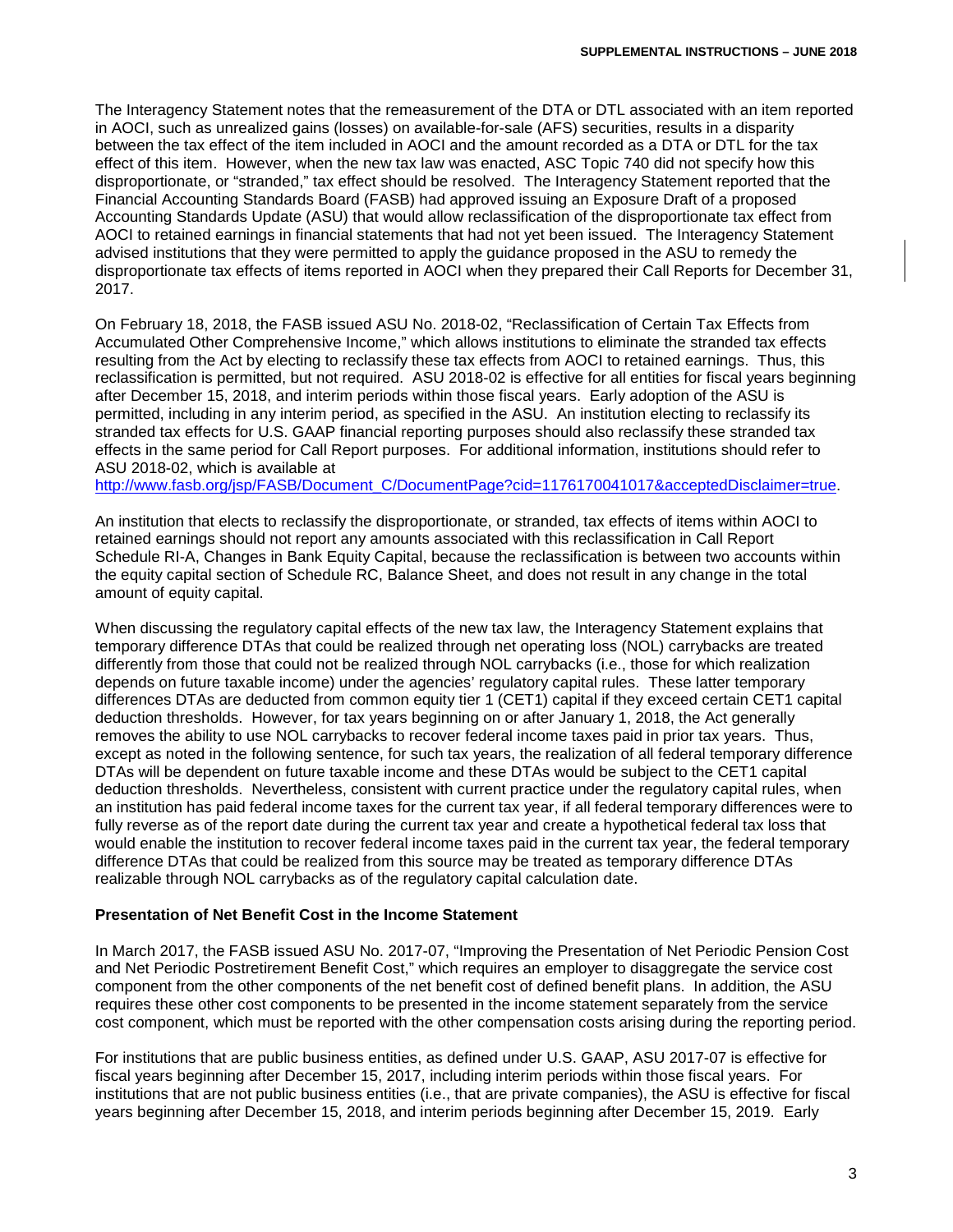The Interagency Statement notes that the remeasurement of the DTA or DTL associated with an item reported in AOCI, such as unrealized gains (losses) on available-for-sale (AFS) securities, results in a disparity between the tax effect of the item included in AOCI and the amount recorded as a DTA or DTL for the tax effect of this item. However, when the new tax law was enacted, ASC Topic 740 did not specify how this disproportionate, or "stranded," tax effect should be resolved. The Interagency Statement reported that the Financial Accounting Standards Board (FASB) had approved issuing an Exposure Draft of a proposed Accounting Standards Update (ASU) that would allow reclassification of the disproportionate tax effect from AOCI to retained earnings in financial statements that had not yet been issued. The Interagency Statement advised institutions that they were permitted to apply the guidance proposed in the ASU to remedy the disproportionate tax effects of items reported in AOCI when they prepared their Call Reports for December 31, 2017.

On February 18, 2018, the FASB issued ASU No. 2018-02, "Reclassification of Certain Tax Effects from Accumulated Other Comprehensive Income," which allows institutions to eliminate the stranded tax effects resulting from the Act by electing to reclassify these tax effects from AOCI to retained earnings. Thus, this reclassification is permitted, but not required. ASU 2018-02 is effective for all entities for fiscal years beginning after December 15, 2018, and interim periods within those fiscal years. Early adoption of the ASU is permitted, including in any interim period, as specified in the ASU. An institution electing to reclassify its stranded tax effects for U.S. GAAP financial reporting purposes should also reclassify these stranded tax effects in the same period for Call Report purposes. For additional information, institutions should refer to ASU 2018-02, which is available at
http://www.fasb.org/jsp/FASB/Document_C/DocumentPage?cid=1176170041017&acceptedDisclaimer=true.

An institution that elects to reclassify the disproportionate, or stranded, tax effects of items within AOCI to retained earnings should not report any amounts associated with this reclassification in Call Report Schedule RI-A, Changes in Bank Equity Capital, because the reclassification is between two accounts within the equity capital section of Schedule RC, Balance Sheet, and does not result in any change in the total amount of equity capital.

When discussing the regulatory capital effects of the new tax law, the Interagency Statement explains that temporary difference DTAs that could be realized through net operating loss (NOL) carrybacks are treated differently from those that could not be realized through NOL carrybacks (i.e., those for which realization depends on future taxable income) under the agencies' regulatory capital rules. These latter temporary differences DTAs are deducted from common equity tier 1 (CET1) capital if they exceed certain CET1 capital deduction thresholds. However, for tax years beginning on or after January 1, 2018, the Act generally removes the ability to use NOL carrybacks to recover federal income taxes paid in prior tax years. Thus, except as noted in the following sentence, for such tax years, the realization of all federal temporary difference DTAs will be dependent on future taxable income and these DTAs would be subject to the CET1 capital deduction thresholds. Nevertheless, consistent with current practice under the regulatory capital rules, when an institution has paid federal income taxes for the current tax year, if all federal temporary differences were to fully reverse as of the report date during the current tax year and create a hypothetical federal tax loss that would enable the institution to recover federal income taxes paid in the current tax year, the federal temporary difference DTAs that could be realized from this source may be treated as temporary difference DTAs realizable through NOL carrybacks as of the regulatory capital calculation date.

**Presentation of Net Benefit Cost in the Income Statement**

In March 2017, the FASB issued ASU No. 2017-07, "Improving the Presentation of Net Periodic Pension Cost and Net Periodic Postretirement Benefit Cost," which requires an employer to disaggregate the service cost component from the other components of the net benefit cost of defined benefit plans. In addition, the ASU requires these other cost components to be presented in the income statement separately from the service cost component, which must be reported with the other compensation costs arising during the reporting period.

For institutions that are public business entities, as defined under U.S. GAAP, ASU 2017-07 is effective for fiscal years beginning after December 15, 2017, including interim periods within those fiscal years. For institutions that are not public business entities (i.e., that are private companies), the ASU is effective for fiscal years beginning after December 15, 2018, and interim periods beginning after December 15, 2019. Early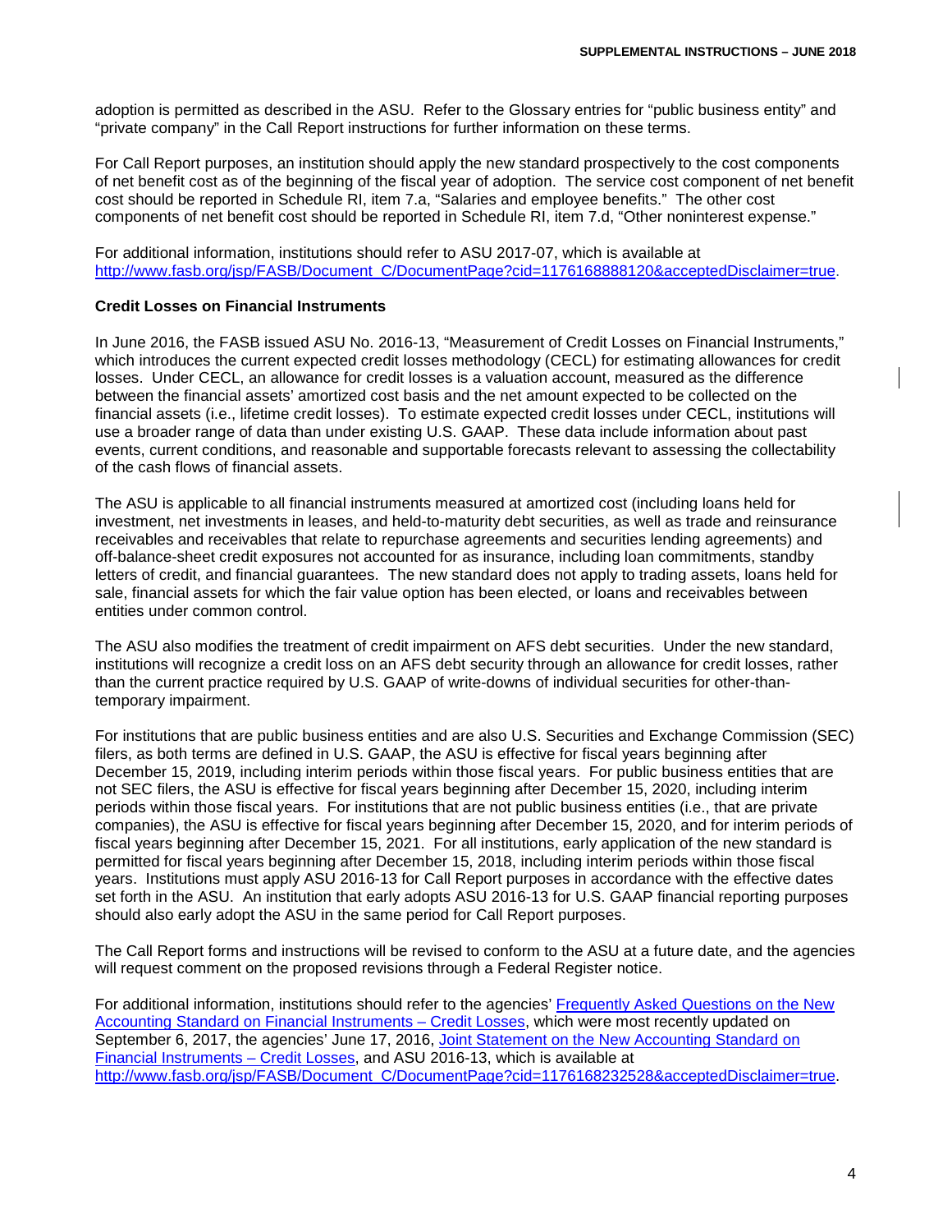adoption is permitted as described in the ASU. Refer to the Glossary entries for "public business entity" and "private company" in the Call Report instructions for further information on these terms.

For Call Report purposes, an institution should apply the new standard prospectively to the cost components of net benefit cost as of the beginning of the fiscal year of adoption. The service cost component of net benefit cost should be reported in Schedule RI, item 7.a, "Salaries and employee benefits." The other cost components of net benefit cost should be reported in Schedule RI, item 7.d, "Other noninterest expense."

For additional information, institutions should refer to ASU 2017-07, which is available at http://www.fasb.org/jsp/FASB/Document_C/DocumentPage?cid=1176168888120&acceptedDisclaimer=true.

**Credit Losses on Financial Instruments**

In June 2016, the FASB issued ASU No. 2016-13, "Measurement of Credit Losses on Financial Instruments," which introduces the current expected credit losses methodology (CECL) for estimating allowances for credit losses. Under CECL, an allowance for credit losses is a valuation account, measured as the difference between the financial assets' amortized cost basis and the net amount expected to be collected on the financial assets (i.e., lifetime credit losses). To estimate expected credit losses under CECL, institutions will use a broader range of data than under existing U.S. GAAP. These data include information about past events, current conditions, and reasonable and supportable forecasts relevant to assessing the collectability of the cash flows of financial assets.

The ASU is applicable to all financial instruments measured at amortized cost (including loans held for investment, net investments in leases, and held-to-maturity debt securities, as well as trade and reinsurance receivables and receivables that relate to repurchase agreements and securities lending agreements) and off-balance-sheet credit exposures not accounted for as insurance, including loan commitments, standby letters of credit, and financial guarantees. The new standard does not apply to trading assets, loans held for sale, financial assets for which the fair value option has been elected, or loans and receivables between entities under common control.

The ASU also modifies the treatment of credit impairment on AFS debt securities. Under the new standard, institutions will recognize a credit loss on an AFS debt security through an allowance for credit losses, rather than the current practice required by U.S. GAAP of write-downs of individual securities for other-than-temporary impairment.

For institutions that are public business entities and are also U.S. Securities and Exchange Commission (SEC) filers, as both terms are defined in U.S. GAAP, the ASU is effective for fiscal years beginning after December 15, 2019, including interim periods within those fiscal years. For public business entities that are not SEC filers, the ASU is effective for fiscal years beginning after December 15, 2020, including interim periods within those fiscal years. For institutions that are not public business entities (i.e., that are private companies), the ASU is effective for fiscal years beginning after December 15, 2020, and for interim periods of fiscal years beginning after December 15, 2021. For all institutions, early application of the new standard is permitted for fiscal years beginning after December 15, 2018, including interim periods within those fiscal years. Institutions must apply ASU 2016-13 for Call Report purposes in accordance with the effective dates set forth in the ASU. An institution that early adopts ASU 2016-13 for U.S. GAAP financial reporting purposes should also early adopt the ASU in the same period for Call Report purposes.

The Call Report forms and instructions will be revised to conform to the ASU at a future date, and the agencies will request comment on the proposed revisions through a Federal Register notice.

For additional information, institutions should refer to the agencies' Frequently Asked Questions on the New Accounting Standard on Financial Instruments – Credit Losses, which were most recently updated on September 6, 2017, the agencies' June 17, 2016, Joint Statement on the New Accounting Standard on Financial Instruments – Credit Losses, and ASU 2016-13, which is available at http://www.fasb.org/jsp/FASB/Document_C/DocumentPage?cid=1176168232528&acceptedDisclaimer=true.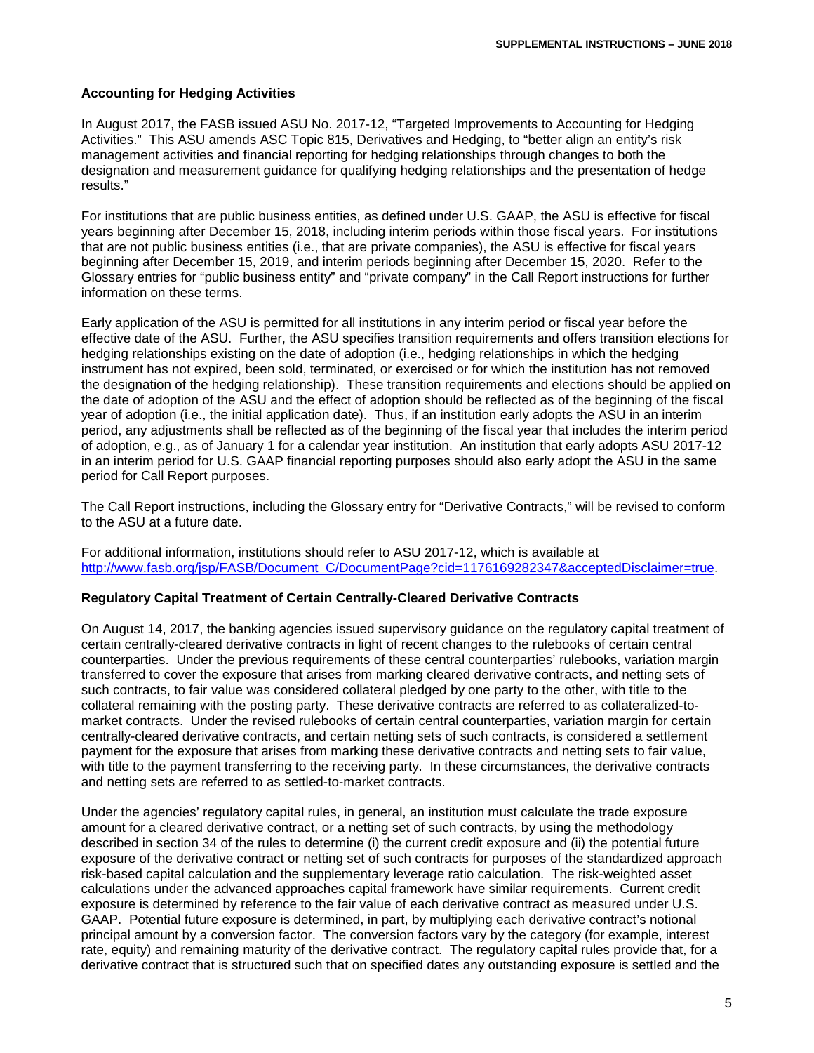## Accounting for Hedging Activities

In August 2017, the FASB issued ASU No. 2017-12, "Targeted Improvements to Accounting for Hedging Activities." This ASU amends ASC Topic 815, Derivatives and Hedging, to "better align an entity's risk management activities and financial reporting for hedging relationships through changes to both the designation and measurement guidance for qualifying hedging relationships and the presentation of hedge results."

For institutions that are public business entities, as defined under U.S. GAAP, the ASU is effective for fiscal years beginning after December 15, 2018, including interim periods within those fiscal years. For institutions that are not public business entities (i.e., that are private companies), the ASU is effective for fiscal years beginning after December 15, 2019, and interim periods beginning after December 15, 2020. Refer to the Glossary entries for "public business entity" and "private company" in the Call Report instructions for further information on these terms.

Early application of the ASU is permitted for all institutions in any interim period or fiscal year before the effective date of the ASU. Further, the ASU specifies transition requirements and offers transition elections for hedging relationships existing on the date of adoption (i.e., hedging relationships in which the hedging instrument has not expired, been sold, terminated, or exercised or for which the institution has not removed the designation of the hedging relationship). These transition requirements and elections should be applied on the date of adoption of the ASU and the effect of adoption should be reflected as of the beginning of the fiscal year of adoption (i.e., the initial application date). Thus, if an institution early adopts the ASU in an interim period, any adjustments shall be reflected as of the beginning of the fiscal year that includes the interim period of adoption, e.g., as of January 1 for a calendar year institution. An institution that early adopts ASU 2017-12 in an interim period for U.S. GAAP financial reporting purposes should also early adopt the ASU in the same period for Call Report purposes.

The Call Report instructions, including the Glossary entry for "Derivative Contracts," will be revised to conform to the ASU at a future date.

For additional information, institutions should refer to ASU 2017-12, which is available at http://www.fasb.org/jsp/FASB/Document_C/DocumentPage?cid=1176169282347&acceptedDisclaimer=true.

## Regulatory Capital Treatment of Certain Centrally-Cleared Derivative Contracts

On August 14, 2017, the banking agencies issued supervisory guidance on the regulatory capital treatment of certain centrally-cleared derivative contracts in light of recent changes to the rulebooks of certain central counterparties. Under the previous requirements of these central counterparties' rulebooks, variation margin transferred to cover the exposure that arises from marking cleared derivative contracts, and netting sets of such contracts, to fair value was considered collateral pledged by one party to the other, with title to the collateral remaining with the posting party. These derivative contracts are referred to as collateralized-to-market contracts. Under the revised rulebooks of certain central counterparties, variation margin for certain centrally-cleared derivative contracts, and certain netting sets of such contracts, is considered a settlement payment for the exposure that arises from marking these derivative contracts and netting sets to fair value, with title to the payment transferring to the receiving party. In these circumstances, the derivative contracts and netting sets are referred to as settled-to-market contracts.

Under the agencies' regulatory capital rules, in general, an institution must calculate the trade exposure amount for a cleared derivative contract, or a netting set of such contracts, by using the methodology described in section 34 of the rules to determine (i) the current credit exposure and (ii) the potential future exposure of the derivative contract or netting set of such contracts for purposes of the standardized approach risk-based capital calculation and the supplementary leverage ratio calculation. The risk-weighted asset calculations under the advanced approaches capital framework have similar requirements. Current credit exposure is determined by reference to the fair value of each derivative contract as measured under U.S. GAAP. Potential future exposure is determined, in part, by multiplying each derivative contract's notional principal amount by a conversion factor. The conversion factors vary by the category (for example, interest rate, equity) and remaining maturity of the derivative contract. The regulatory capital rules provide that, for a derivative contract that is structured such that on specified dates any outstanding exposure is settled and the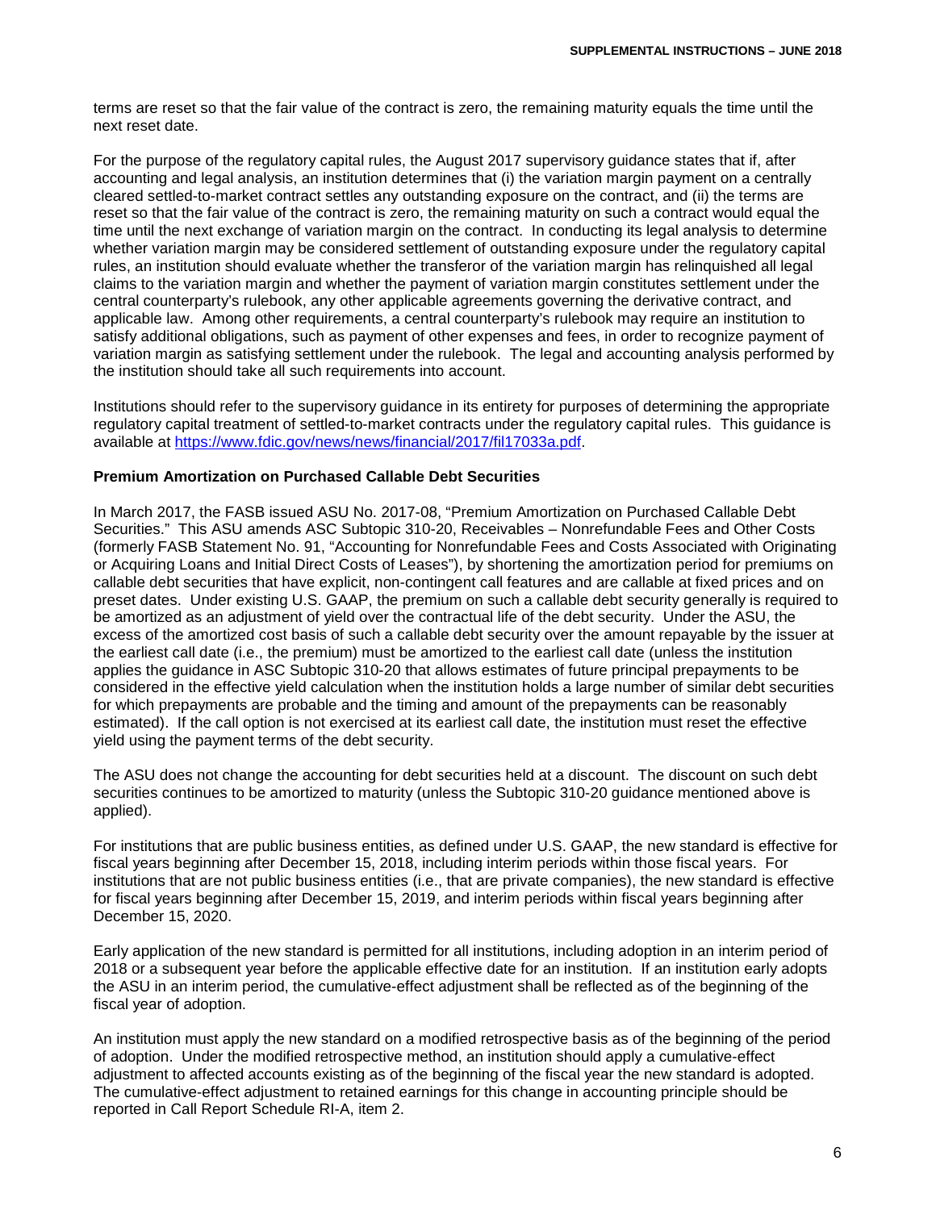terms are reset so that the fair value of the contract is zero, the remaining maturity equals the time until the next reset date.

For the purpose of the regulatory capital rules, the August 2017 supervisory guidance states that if, after accounting and legal analysis, an institution determines that (i) the variation margin payment on a centrally cleared settled-to-market contract settles any outstanding exposure on the contract, and (ii) the terms are reset so that the fair value of the contract is zero, the remaining maturity on such a contract would equal the time until the next exchange of variation margin on the contract. In conducting its legal analysis to determine whether variation margin may be considered settlement of outstanding exposure under the regulatory capital rules, an institution should evaluate whether the transferor of the variation margin has relinquished all legal claims to the variation margin and whether the payment of variation margin constitutes settlement under the central counterparty's rulebook, any other applicable agreements governing the derivative contract, and applicable law. Among other requirements, a central counterparty's rulebook may require an institution to satisfy additional obligations, such as payment of other expenses and fees, in order to recognize payment of variation margin as satisfying settlement under the rulebook. The legal and accounting analysis performed by the institution should take all such requirements into account.

Institutions should refer to the supervisory guidance in its entirety for purposes of determining the appropriate regulatory capital treatment of settled-to-market contracts under the regulatory capital rules. This guidance is available at [https://www.fdic.gov/news/news/financial/2017/fil17033a.pdf](https://www.fdic.gov/news/news/financial/2017/fil17033a.pdf).

**Premium Amortization on Purchased Callable Debt Securities**

In March 2017, the FASB issued ASU No. 2017-08, "Premium Amortization on Purchased Callable Debt Securities." This ASU amends ASC Subtopic 310-20, Receivables – Nonrefundable Fees and Other Costs (formerly FASB Statement No. 91, "Accounting for Nonrefundable Fees and Costs Associated with Originating or Acquiring Loans and Initial Direct Costs of Leases"), by shortening the amortization period for premiums on callable debt securities that have explicit, non-contingent call features and are callable at fixed prices and on preset dates. Under existing U.S. GAAP, the premium on such a callable debt security generally is required to be amortized as an adjustment of yield over the contractual life of the debt security. Under the ASU, the excess of the amortized cost basis of such a callable debt security over the amount repayable by the issuer at the earliest call date (i.e., the premium) must be amortized to the earliest call date (unless the institution applies the guidance in ASC Subtopic 310-20 that allows estimates of future principal prepayments to be considered in the effective yield calculation when the institution holds a large number of similar debt securities for which prepayments are probable and the timing and amount of the prepayments can be reasonably estimated). If the call option is not exercised at its earliest call date, the institution must reset the effective yield using the payment terms of the debt security.

The ASU does not change the accounting for debt securities held at a discount. The discount on such debt securities continues to be amortized to maturity (unless the Subtopic 310-20 guidance mentioned above is applied).

For institutions that are public business entities, as defined under U.S. GAAP, the new standard is effective for fiscal years beginning after December 15, 2018, including interim periods within those fiscal years. For institutions that are not public business entities (i.e., that are private companies), the new standard is effective for fiscal years beginning after December 15, 2019, and interim periods within fiscal years beginning after December 15, 2020.

Early application of the new standard is permitted for all institutions, including adoption in an interim period of 2018 or a subsequent year before the applicable effective date for an institution. If an institution early adopts the ASU in an interim period, the cumulative-effect adjustment shall be reflected as of the beginning of the fiscal year of adoption.

An institution must apply the new standard on a modified retrospective basis as of the beginning of the period of adoption. Under the modified retrospective method, an institution should apply a cumulative-effect adjustment to affected accounts existing as of the beginning of the fiscal year the new standard is adopted. The cumulative-effect adjustment to retained earnings for this change in accounting principle should be reported in Call Report Schedule RI-A, item 2.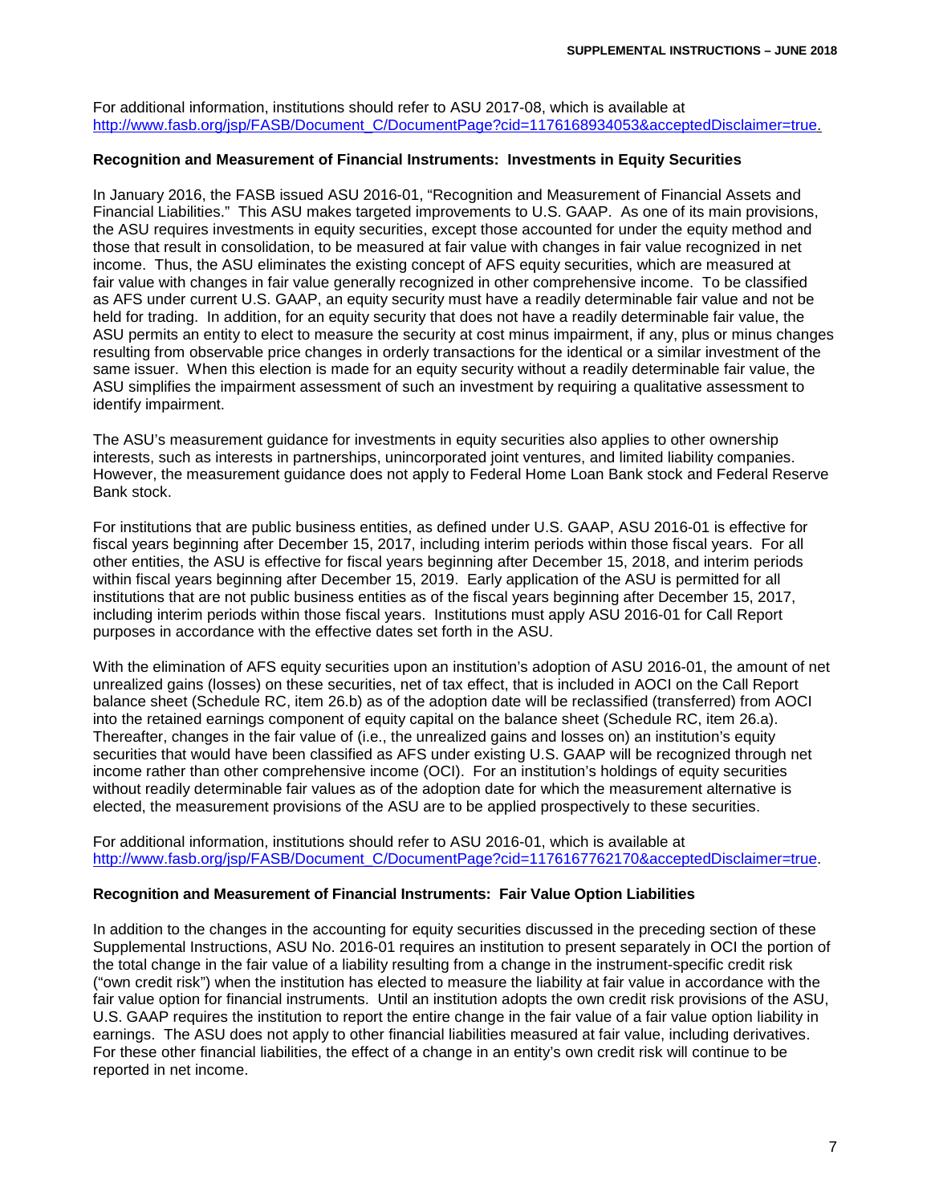For additional information, institutions should refer to ASU 2017-08, which is available at [http://www.fasb.org/jsp/FASB/Document_C/DocumentPage?cid=1176168934053&acceptedDisclaimer=true.](http://www.fasb.org/jsp/FASB/Document_C/DocumentPage?cid=1176168934053&acceptedDisclaimer=true)

**Recognition and Measurement of Financial Instruments: Investments in Equity Securities**

In January 2016, the FASB issued ASU 2016-01, "Recognition and Measurement of Financial Assets and Financial Liabilities." This ASU makes targeted improvements to U.S. GAAP. As one of its main provisions, the ASU requires investments in equity securities, except those accounted for under the equity method and those that result in consolidation, to be measured at fair value with changes in fair value recognized in net income. Thus, the ASU eliminates the existing concept of AFS equity securities, which are measured at fair value with changes in fair value generally recognized in other comprehensive income. To be classified as AFS under current U.S. GAAP, an equity security must have a readily determinable fair value and not be held for trading. In addition, for an equity security that does not have a readily determinable fair value, the ASU permits an entity to elect to measure the security at cost minus impairment, if any, plus or minus changes resulting from observable price changes in orderly transactions for the identical or a similar investment of the same issuer. When this election is made for an equity security without a readily determinable fair value, the ASU simplifies the impairment assessment of such an investment by requiring a qualitative assessment to identify impairment.

The ASU's measurement guidance for investments in equity securities also applies to other ownership interests, such as interests in partnerships, unincorporated joint ventures, and limited liability companies. However, the measurement guidance does not apply to Federal Home Loan Bank stock and Federal Reserve Bank stock.

For institutions that are public business entities, as defined under U.S. GAAP, ASU 2016-01 is effective for fiscal years beginning after December 15, 2017, including interim periods within those fiscal years. For all other entities, the ASU is effective for fiscal years beginning after December 15, 2018, and interim periods within fiscal years beginning after December 15, 2019. Early application of the ASU is permitted for all institutions that are not public business entities as of the fiscal years beginning after December 15, 2017, including interim periods within those fiscal years. Institutions must apply ASU 2016-01 for Call Report purposes in accordance with the effective dates set forth in the ASU.

With the elimination of AFS equity securities upon an institution's adoption of ASU 2016-01, the amount of net unrealized gains (losses) on these securities, net of tax effect, that is included in AOCI on the Call Report balance sheet (Schedule RC, item 26.b) as of the adoption date will be reclassified (transferred) from AOCI into the retained earnings component of equity capital on the balance sheet (Schedule RC, item 26.a). Thereafter, changes in the fair value of (i.e., the unrealized gains and losses on) an institution's equity securities that would have been classified as AFS under existing U.S. GAAP will be recognized through net income rather than other comprehensive income (OCI). For an institution's holdings of equity securities without readily determinable fair values as of the adoption date for which the measurement alternative is elected, the measurement provisions of the ASU are to be applied prospectively to these securities.

For additional information, institutions should refer to ASU 2016-01, which is available at [http://www.fasb.org/jsp/FASB/Document_C/DocumentPage?cid=1176167762170&acceptedDisclaimer=true](http://www.fasb.org/jsp/FASB/Document_C/DocumentPage?cid=1176167762170&acceptedDisclaimer=true).

**Recognition and Measurement of Financial Instruments: Fair Value Option Liabilities**

In addition to the changes in the accounting for equity securities discussed in the preceding section of these Supplemental Instructions, ASU No. 2016-01 requires an institution to present separately in OCI the portion of the total change in the fair value of a liability resulting from a change in the instrument-specific credit risk ("own credit risk") when the institution has elected to measure the liability at fair value in accordance with the fair value option for financial instruments. Until an institution adopts the own credit risk provisions of the ASU, U.S. GAAP requires the institution to report the entire change in the fair value of a fair value option liability in earnings. The ASU does not apply to other financial liabilities measured at fair value, including derivatives. For these other financial liabilities, the effect of a change in an entity's own credit risk will continue to be reported in net income.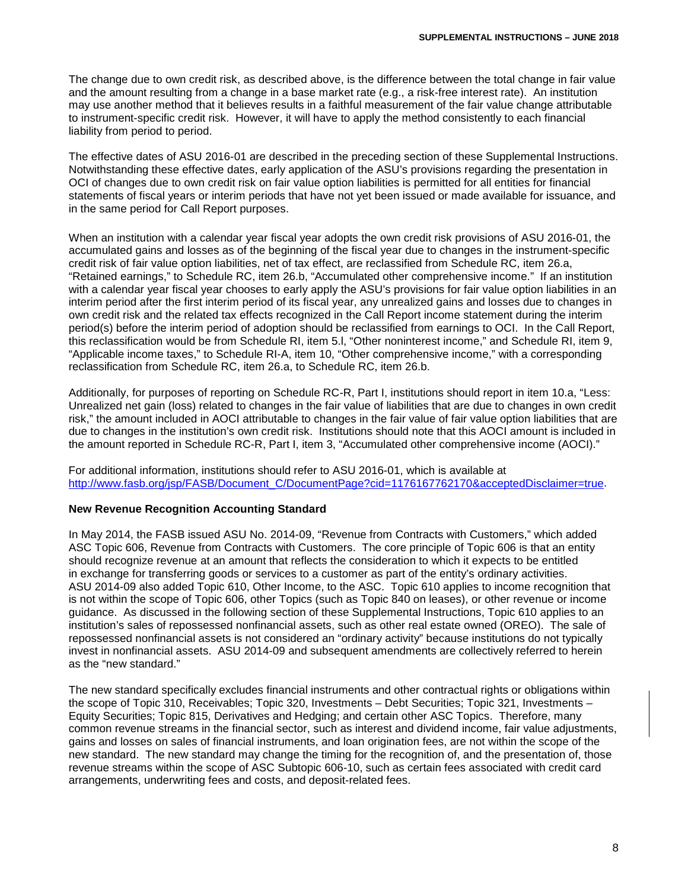The change due to own credit risk, as described above, is the difference between the total change in fair value and the amount resulting from a change in a base market rate (e.g., a risk-free interest rate). An institution may use another method that it believes results in a faithful measurement of the fair value change attributable to instrument-specific credit risk. However, it will have to apply the method consistently to each financial liability from period to period.

The effective dates of ASU 2016-01 are described in the preceding section of these Supplemental Instructions. Notwithstanding these effective dates, early application of the ASU's provisions regarding the presentation in OCI of changes due to own credit risk on fair value option liabilities is permitted for all entities for financial statements of fiscal years or interim periods that have not yet been issued or made available for issuance, and in the same period for Call Report purposes.

When an institution with a calendar year fiscal year adopts the own credit risk provisions of ASU 2016-01, the accumulated gains and losses as of the beginning of the fiscal year due to changes in the instrument-specific credit risk of fair value option liabilities, net of tax effect, are reclassified from Schedule RC, item 26.a, "Retained earnings," to Schedule RC, item 26.b, "Accumulated other comprehensive income." If an institution with a calendar year fiscal year chooses to early apply the ASU's provisions for fair value option liabilities in an interim period after the first interim period of its fiscal year, any unrealized gains and losses due to changes in own credit risk and the related tax effects recognized in the Call Report income statement during the interim period(s) before the interim period of adoption should be reclassified from earnings to OCI. In the Call Report, this reclassification would be from Schedule RI, item 5.l, "Other noninterest income," and Schedule RI, item 9, "Applicable income taxes," to Schedule RI-A, item 10, "Other comprehensive income," with a corresponding reclassification from Schedule RC, item 26.a, to Schedule RC, item 26.b.

Additionally, for purposes of reporting on Schedule RC-R, Part I, institutions should report in item 10.a, "Less: Unrealized net gain (loss) related to changes in the fair value of liabilities that are due to changes in own credit risk," the amount included in AOCI attributable to changes in the fair value of fair value option liabilities that are due to changes in the institution's own credit risk. Institutions should note that this AOCI amount is included in the amount reported in Schedule RC-R, Part I, item 3, "Accumulated other comprehensive income (AOCI)."

For additional information, institutions should refer to ASU 2016-01, which is available at http://www.fasb.org/jsp/FASB/Document_C/DocumentPage?cid=1176167762170&acceptedDisclaimer=true.

**New Revenue Recognition Accounting Standard**

In May 2014, the FASB issued ASU No. 2014-09, "Revenue from Contracts with Customers," which added ASC Topic 606, Revenue from Contracts with Customers. The core principle of Topic 606 is that an entity should recognize revenue at an amount that reflects the consideration to which it expects to be entitled in exchange for transferring goods or services to a customer as part of the entity's ordinary activities. ASU 2014-09 also added Topic 610, Other Income, to the ASC. Topic 610 applies to income recognition that is not within the scope of Topic 606, other Topics (such as Topic 840 on leases), or other revenue or income guidance. As discussed in the following section of these Supplemental Instructions, Topic 610 applies to an institution's sales of repossessed nonfinancial assets, such as other real estate owned (OREO). The sale of repossessed nonfinancial assets is not considered an "ordinary activity" because institutions do not typically invest in nonfinancial assets. ASU 2014-09 and subsequent amendments are collectively referred to herein as the "new standard."

The new standard specifically excludes financial instruments and other contractual rights or obligations within the scope of Topic 310, Receivables; Topic 320, Investments – Debt Securities; Topic 321, Investments – Equity Securities; Topic 815, Derivatives and Hedging; and certain other ASC Topics. Therefore, many common revenue streams in the financial sector, such as interest and dividend income, fair value adjustments, gains and losses on sales of financial instruments, and loan origination fees, are not within the scope of the new standard. The new standard may change the timing for the recognition of, and the presentation of, those revenue streams within the scope of ASC Subtopic 606-10, such as certain fees associated with credit card arrangements, underwriting fees and costs, and deposit-related fees.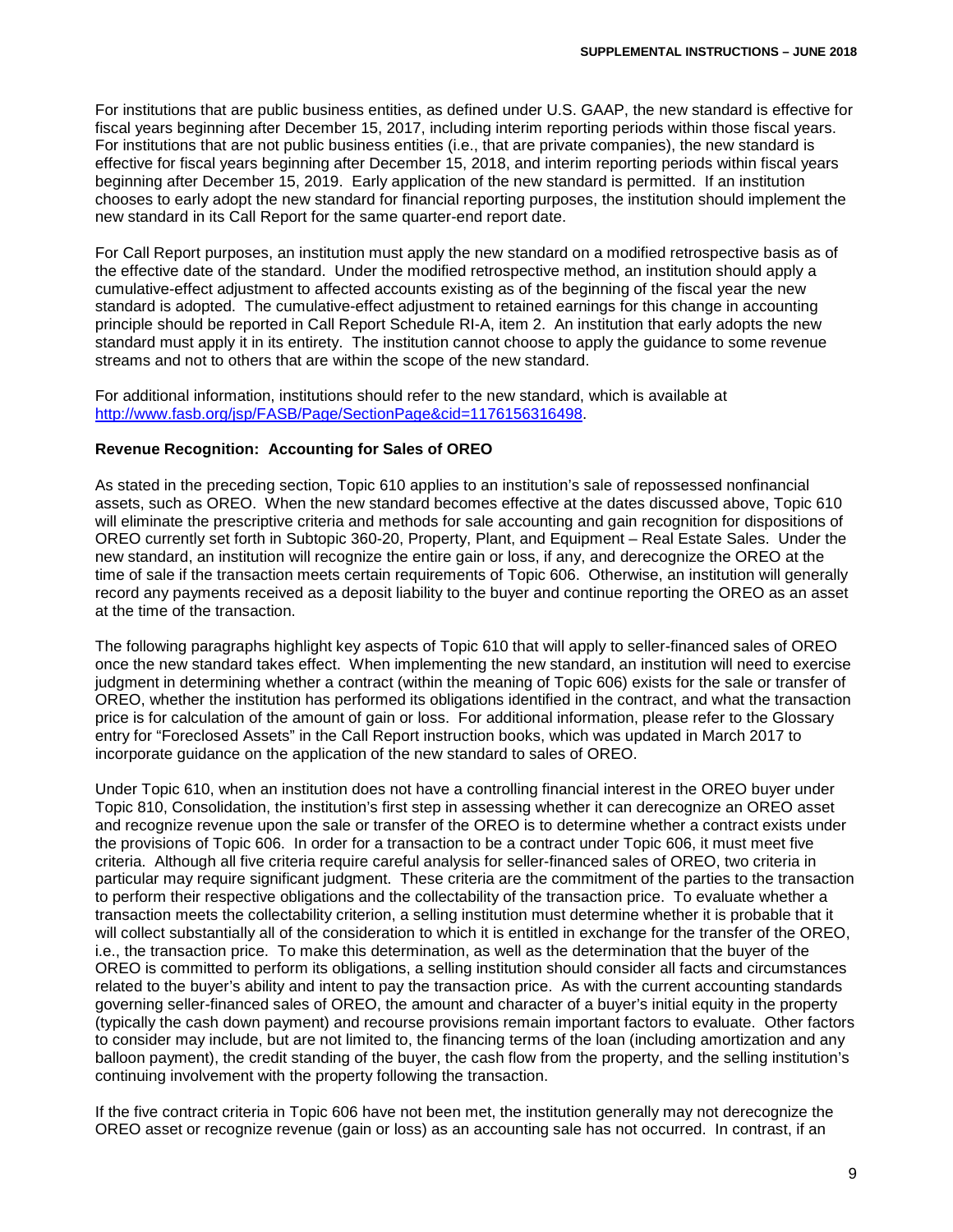For institutions that are public business entities, as defined under U.S. GAAP, the new standard is effective for fiscal years beginning after December 15, 2017, including interim reporting periods within those fiscal years. For institutions that are not public business entities (i.e., that are private companies), the new standard is effective for fiscal years beginning after December 15, 2018, and interim reporting periods within fiscal years beginning after December 15, 2019. Early application of the new standard is permitted. If an institution chooses to early adopt the new standard for financial reporting purposes, the institution should implement the new standard in its Call Report for the same quarter-end report date.

For Call Report purposes, an institution must apply the new standard on a modified retrospective basis as of the effective date of the standard. Under the modified retrospective method, an institution should apply a cumulative-effect adjustment to affected accounts existing as of the beginning of the fiscal year the new standard is adopted. The cumulative-effect adjustment to retained earnings for this change in accounting principle should be reported in Call Report Schedule RI-A, item 2. An institution that early adopts the new standard must apply it in its entirety. The institution cannot choose to apply the guidance to some revenue streams and not to others that are within the scope of the new standard.

For additional information, institutions should refer to the new standard, which is available at [http://www.fasb.org/jsp/FASB/Page/SectionPage&cid=1176156316498](http://www.fasb.org/jsp/FASB/Page/SectionPage&cid=1176156316498).

**Revenue Recognition: Accounting for Sales of OREO**

As stated in the preceding section, Topic 610 applies to an institution's sale of repossessed nonfinancial assets, such as OREO. When the new standard becomes effective at the dates discussed above, Topic 610 will eliminate the prescriptive criteria and methods for sale accounting and gain recognition for dispositions of OREO currently set forth in Subtopic 360-20, Property, Plant, and Equipment – Real Estate Sales. Under the new standard, an institution will recognize the entire gain or loss, if any, and derecognize the OREO at the time of sale if the transaction meets certain requirements of Topic 606. Otherwise, an institution will generally record any payments received as a deposit liability to the buyer and continue reporting the OREO as an asset at the time of the transaction.

The following paragraphs highlight key aspects of Topic 610 that will apply to seller-financed sales of OREO once the new standard takes effect. When implementing the new standard, an institution will need to exercise judgment in determining whether a contract (within the meaning of Topic 606) exists for the sale or transfer of OREO, whether the institution has performed its obligations identified in the contract, and what the transaction price is for calculation of the amount of gain or loss. For additional information, please refer to the Glossary entry for "Foreclosed Assets" in the Call Report instruction books, which was updated in March 2017 to incorporate guidance on the application of the new standard to sales of OREO.

Under Topic 610, when an institution does not have a controlling financial interest in the OREO buyer under Topic 810, Consolidation, the institution's first step in assessing whether it can derecognize an OREO asset and recognize revenue upon the sale or transfer of the OREO is to determine whether a contract exists under the provisions of Topic 606. In order for a transaction to be a contract under Topic 606, it must meet five criteria. Although all five criteria require careful analysis for seller-financed sales of OREO, two criteria in particular may require significant judgment. These criteria are the commitment of the parties to the transaction to perform their respective obligations and the collectability of the transaction price. To evaluate whether a transaction meets the collectability criterion, a selling institution must determine whether it is probable that it will collect substantially all of the consideration to which it is entitled in exchange for the transfer of the OREO, i.e., the transaction price. To make this determination, as well as the determination that the buyer of the OREO is committed to perform its obligations, a selling institution should consider all facts and circumstances related to the buyer's ability and intent to pay the transaction price. As with the current accounting standards governing seller-financed sales of OREO, the amount and character of a buyer's initial equity in the property (typically the cash down payment) and recourse provisions remain important factors to evaluate. Other factors to consider may include, but are not limited to, the financing terms of the loan (including amortization and any balloon payment), the credit standing of the buyer, the cash flow from the property, and the selling institution's continuing involvement with the property following the transaction.

If the five contract criteria in Topic 606 have not been met, the institution generally may not derecognize the OREO asset or recognize revenue (gain or loss) as an accounting sale has not occurred. In contrast, if an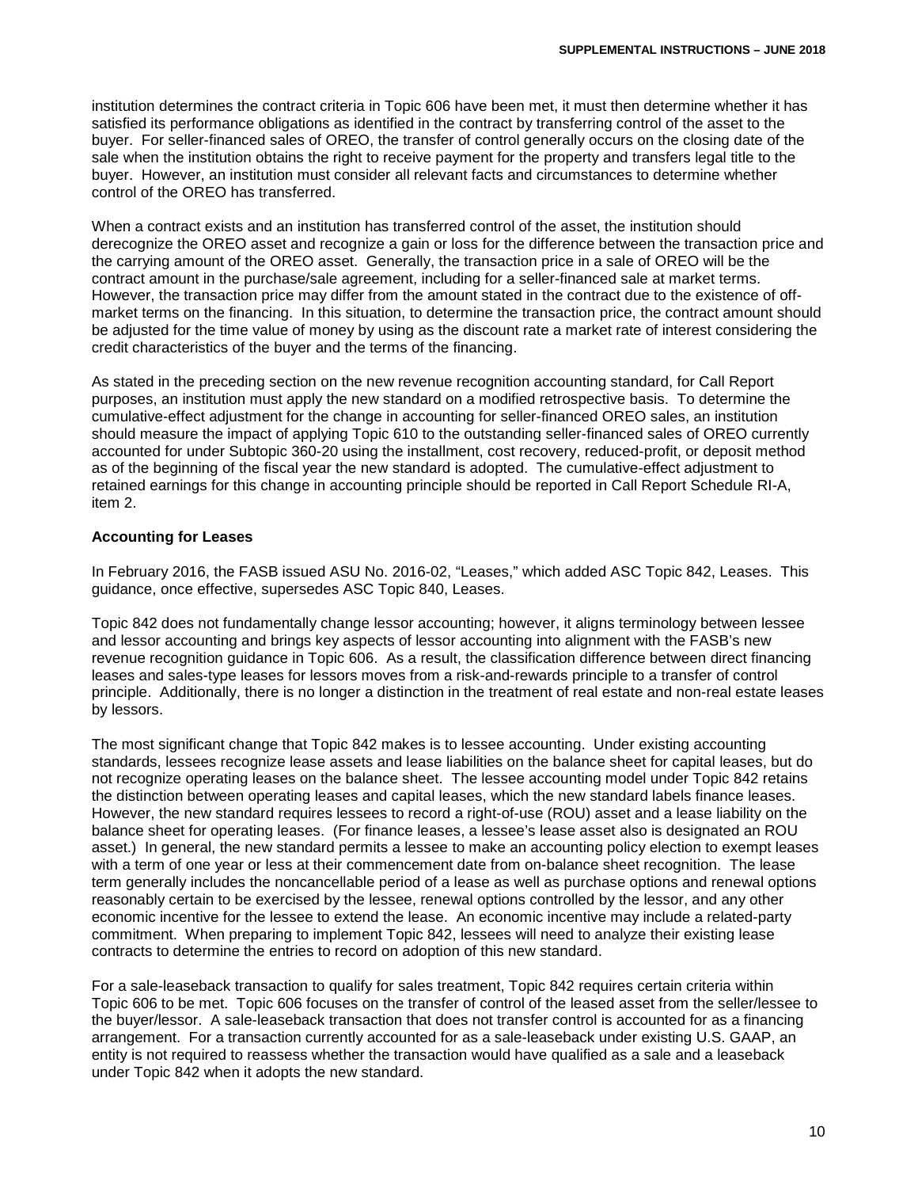institution determines the contract criteria in Topic 606 have been met, it must then determine whether it has satisfied its performance obligations as identified in the contract by transferring control of the asset to the buyer. For seller-financed sales of OREO, the transfer of control generally occurs on the closing date of the sale when the institution obtains the right to receive payment for the property and transfers legal title to the buyer. However, an institution must consider all relevant facts and circumstances to determine whether control of the OREO has transferred.

When a contract exists and an institution has transferred control of the asset, the institution should derecognize the OREO asset and recognize a gain or loss for the difference between the transaction price and the carrying amount of the OREO asset. Generally, the transaction price in a sale of OREO will be the contract amount in the purchase/sale agreement, including for a seller-financed sale at market terms. However, the transaction price may differ from the amount stated in the contract due to the existence of off-market terms on the financing. In this situation, to determine the transaction price, the contract amount should be adjusted for the time value of money by using as the discount rate a market rate of interest considering the credit characteristics of the buyer and the terms of the financing.

As stated in the preceding section on the new revenue recognition accounting standard, for Call Report purposes, an institution must apply the new standard on a modified retrospective basis. To determine the cumulative-effect adjustment for the change in accounting for seller-financed OREO sales, an institution should measure the impact of applying Topic 610 to the outstanding seller-financed sales of OREO currently accounted for under Subtopic 360-20 using the installment, cost recovery, reduced-profit, or deposit method as of the beginning of the fiscal year the new standard is adopted. The cumulative-effect adjustment to retained earnings for this change in accounting principle should be reported in Call Report Schedule RI-A, item 2.

### Accounting for Leases

In February 2016, the FASB issued ASU No. 2016-02, "Leases," which added ASC Topic 842, Leases. This guidance, once effective, supersedes ASC Topic 840, Leases.

Topic 842 does not fundamentally change lessor accounting; however, it aligns terminology between lessee and lessor accounting and brings key aspects of lessor accounting into alignment with the FASB's new revenue recognition guidance in Topic 606. As a result, the classification difference between direct financing leases and sales-type leases for lessors moves from a risk-and-rewards principle to a transfer of control principle. Additionally, there is no longer a distinction in the treatment of real estate and non-real estate leases by lessors.

The most significant change that Topic 842 makes is to lessee accounting. Under existing accounting standards, lessees recognize lease assets and lease liabilities on the balance sheet for capital leases, but do not recognize operating leases on the balance sheet. The lessee accounting model under Topic 842 retains the distinction between operating leases and capital leases, which the new standard labels finance leases. However, the new standard requires lessees to record a right-of-use (ROU) asset and a lease liability on the balance sheet for operating leases. (For finance leases, a lessee's lease asset also is designated an ROU asset.) In general, the new standard permits a lessee to make an accounting policy election to exempt leases with a term of one year or less at their commencement date from on-balance sheet recognition. The lease term generally includes the noncancellable period of a lease as well as purchase options and renewal options reasonably certain to be exercised by the lessee, renewal options controlled by the lessor, and any other economic incentive for the lessee to extend the lease. An economic incentive may include a related-party commitment. When preparing to implement Topic 842, lessees will need to analyze their existing lease contracts to determine the entries to record on adoption of this new standard.

For a sale-leaseback transaction to qualify for sales treatment, Topic 842 requires certain criteria within Topic 606 to be met. Topic 606 focuses on the transfer of control of the leased asset from the seller/lessee to the buyer/lessor. A sale-leaseback transaction that does not transfer control is accounted for as a financing arrangement. For a transaction currently accounted for as a sale-leaseback under existing U.S. GAAP, an entity is not required to reassess whether the transaction would have qualified as a sale and a leaseback under Topic 842 when it adopts the new standard.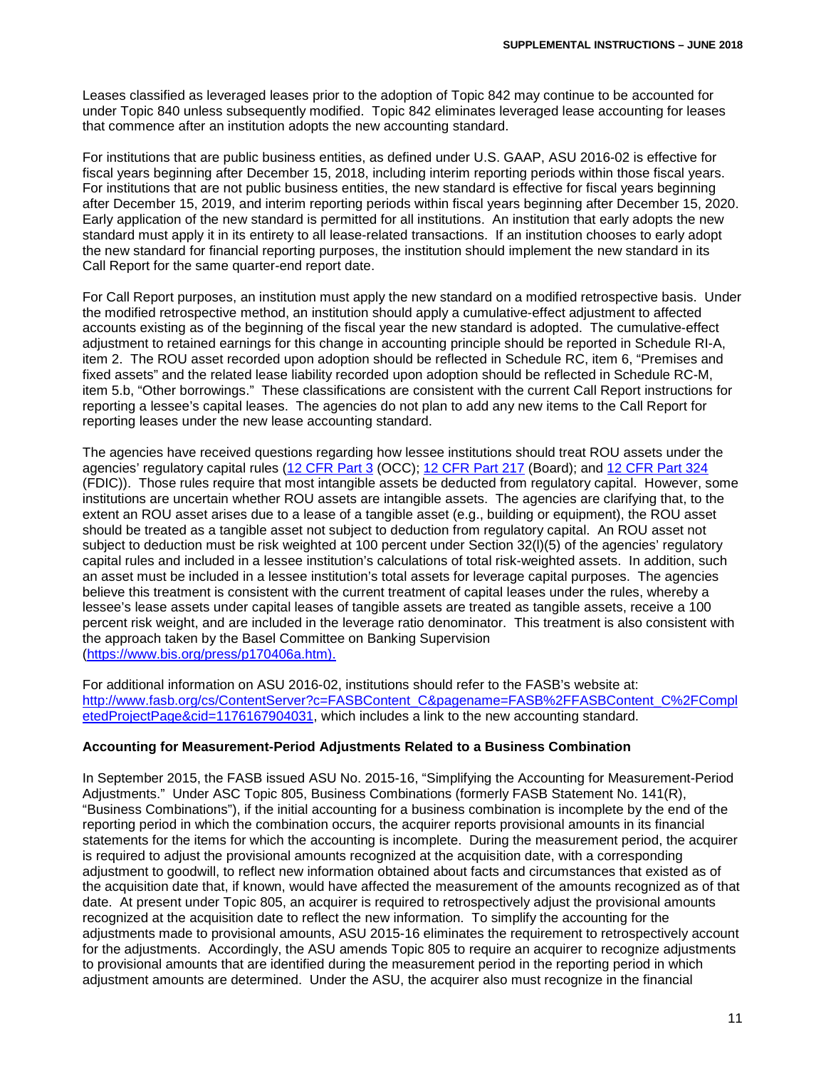Leases classified as leveraged leases prior to the adoption of Topic 842 may continue to be accounted for under Topic 840 unless subsequently modified. Topic 842 eliminates leveraged lease accounting for leases that commence after an institution adopts the new accounting standard.

For institutions that are public business entities, as defined under U.S. GAAP, ASU 2016-02 is effective for fiscal years beginning after December 15, 2018, including interim reporting periods within those fiscal years. For institutions that are not public business entities, the new standard is effective for fiscal years beginning after December 15, 2019, and interim reporting periods within fiscal years beginning after December 15, 2020. Early application of the new standard is permitted for all institutions. An institution that early adopts the new standard must apply it in its entirety to all lease-related transactions. If an institution chooses to early adopt the new standard for financial reporting purposes, the institution should implement the new standard in its Call Report for the same quarter-end report date.

For Call Report purposes, an institution must apply the new standard on a modified retrospective basis. Under the modified retrospective method, an institution should apply a cumulative-effect adjustment to affected accounts existing as of the beginning of the fiscal year the new standard is adopted. The cumulative-effect adjustment to retained earnings for this change in accounting principle should be reported in Schedule RI-A, item 2. The ROU asset recorded upon adoption should be reflected in Schedule RC, item 6, "Premises and fixed assets" and the related lease liability recorded upon adoption should be reflected in Schedule RC-M, item 5.b, "Other borrowings." These classifications are consistent with the current Call Report instructions for reporting a lessee's capital leases. The agencies do not plan to add any new items to the Call Report for reporting leases under the new lease accounting standard.

The agencies have received questions regarding how lessee institutions should treat ROU assets under the agencies' regulatory capital rules ([12 CFR Part 3](#) (OCC); [12 CFR Part 217](#) (Board); and [12 CFR Part 324](#) (FDIC)). Those rules require that most intangible assets be deducted from regulatory capital. However, some institutions are uncertain whether ROU assets are intangible assets. The agencies are clarifying that, to the extent an ROU asset arises due to a lease of a tangible asset (e.g., building or equipment), the ROU asset should be treated as a tangible asset not subject to deduction from regulatory capital. An ROU asset not subject to deduction must be risk weighted at 100 percent under Section 32(l)(5) of the agencies' regulatory capital rules and included in a lessee institution's calculations of total risk-weighted assets. In addition, such an asset must be included in a lessee institution's total assets for leverage capital purposes. The agencies believe this treatment is consistent with the current treatment of capital leases under the rules, whereby a lessee's lease assets under capital leases of tangible assets are treated as tangible assets, receive a 100 percent risk weight, and are included in the leverage ratio denominator. This treatment is also consistent with the approach taken by the Basel Committee on Banking Supervision ([https://www.bis.org/press/p170406a.htm).](https://www.bis.org/press/p170406a.htm)

For additional information on ASU 2016-02, institutions should refer to the FASB's website at: [http://www.fasb.org/cs/ContentServer?c=FASBContent_C&pagename=FASB%2FFASBContent_C%2FCompletedProjectPage&cid=1176167904031](http://www.fasb.org/cs/ContentServer?c=FASBContent_C&pagename=FASB%2FFASBContent_C%2FCompletedProjectPage&cid=1176167904031), which includes a link to the new accounting standard.

**Accounting for Measurement-Period Adjustments Related to a Business Combination**

In September 2015, the FASB issued ASU No. 2015-16, "Simplifying the Accounting for Measurement-Period Adjustments." Under ASC Topic 805, Business Combinations (formerly FASB Statement No. 141(R), "Business Combinations"), if the initial accounting for a business combination is incomplete by the end of the reporting period in which the combination occurs, the acquirer reports provisional amounts in its financial statements for the items for which the accounting is incomplete. During the measurement period, the acquirer is required to adjust the provisional amounts recognized at the acquisition date, with a corresponding adjustment to goodwill, to reflect new information obtained about facts and circumstances that existed as of the acquisition date that, if known, would have affected the measurement of the amounts recognized as of that date. At present under Topic 805, an acquirer is required to retrospectively adjust the provisional amounts recognized at the acquisition date to reflect the new information. To simplify the accounting for the adjustments made to provisional amounts, ASU 2015-16 eliminates the requirement to retrospectively account for the adjustments. Accordingly, the ASU amends Topic 805 to require an acquirer to recognize adjustments to provisional amounts that are identified during the measurement period in the reporting period in which adjustment amounts are determined. Under the ASU, the acquirer also must recognize in the financial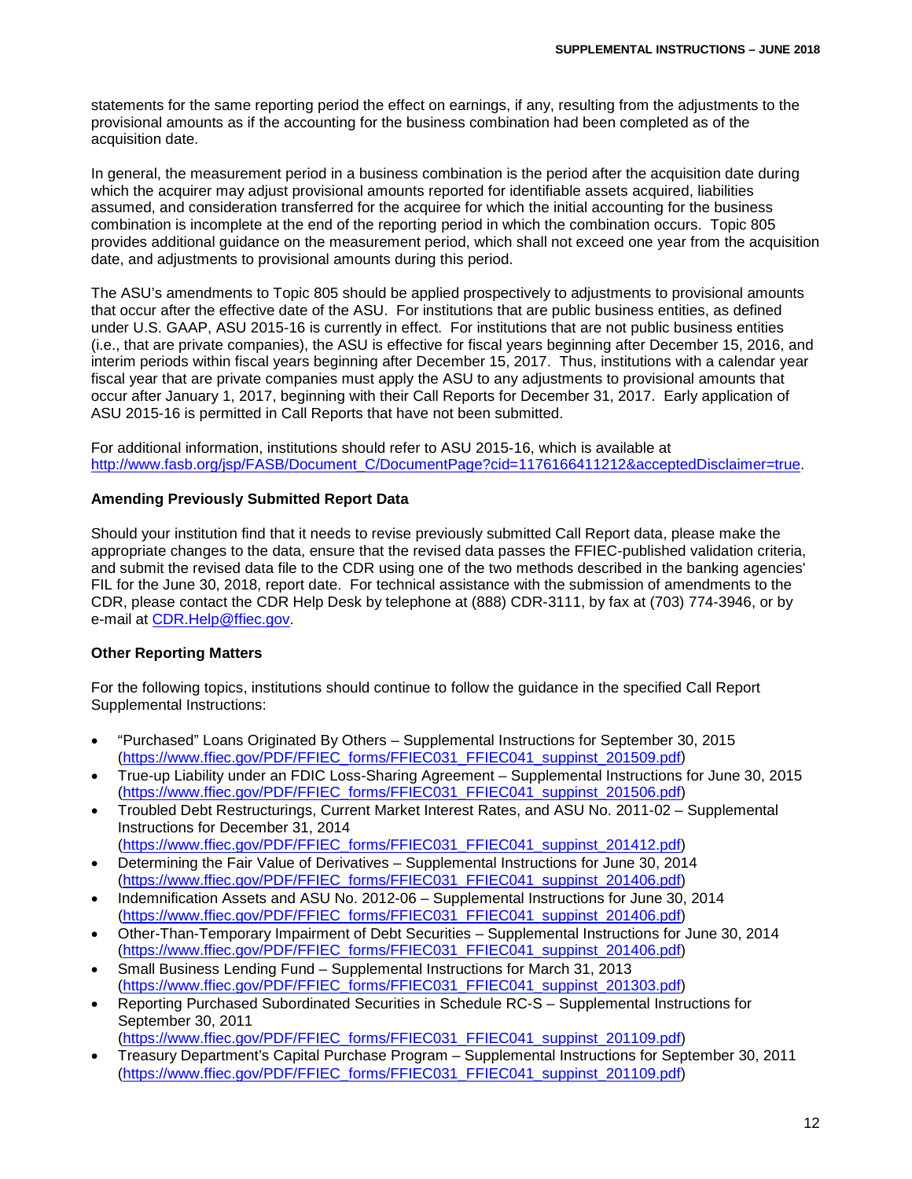statements for the same reporting period the effect on earnings, if any, resulting from the adjustments to the provisional amounts as if the accounting for the business combination had been completed as of the acquisition date.

In general, the measurement period in a business combination is the period after the acquisition date during which the acquirer may adjust provisional amounts reported for identifiable assets acquired, liabilities assumed, and consideration transferred for the acquiree for which the initial accounting for the business combination is incomplete at the end of the reporting period in which the combination occurs. Topic 805 provides additional guidance on the measurement period, which shall not exceed one year from the acquisition date, and adjustments to provisional amounts during this period.

The ASU's amendments to Topic 805 should be applied prospectively to adjustments to provisional amounts that occur after the effective date of the ASU. For institutions that are public business entities, as defined under U.S. GAAP, ASU 2015-16 is currently in effect. For institutions that are not public business entities (i.e., that are private companies), the ASU is effective for fiscal years beginning after December 15, 2016, and interim periods within fiscal years beginning after December 15, 2017. Thus, institutions with a calendar year fiscal year that are private companies must apply the ASU to any adjustments to provisional amounts that occur after January 1, 2017, beginning with their Call Reports for December 31, 2017. Early application of ASU 2015-16 is permitted in Call Reports that have not been submitted.

For additional information, institutions should refer to ASU 2015-16, which is available at http://www.fasb.org/jsp/FASB/Document_C/DocumentPage?cid=1176166411212&acceptedDisclaimer=true.

**Amending Previously Submitted Report Data**

Should your institution find that it needs to revise previously submitted Call Report data, please make the appropriate changes to the data, ensure that the revised data passes the FFIEC-published validation criteria, and submit the revised data file to the CDR using one of the two methods described in the banking agencies' FIL for the June 30, 2018, report date. For technical assistance with the submission of amendments to the CDR, please contact the CDR Help Desk by telephone at (888) CDR-3111, by fax at (703) 774-3946, or by e-mail at CDR.Help@ffiec.gov.

**Other Reporting Matters**

For the following topics, institutions should continue to follow the guidance in the specified Call Report Supplemental Instructions:

- "Purchased" Loans Originated By Others – Supplemental Instructions for September 30, 2015 (https://www.ffiec.gov/PDF/FFIEC_forms/FFIEC031_FFIEC041_suppinst_201509.pdf)
- True-up Liability under an FDIC Loss-Sharing Agreement – Supplemental Instructions for June 30, 2015 (https://www.ffiec.gov/PDF/FFIEC_forms/FFIEC031_FFIEC041_suppinst_201506.pdf)
- Troubled Debt Restructurings, Current Market Interest Rates, and ASU No. 2011-02 – Supplemental Instructions for December 31, 2014 (https://www.ffiec.gov/PDF/FFIEC_forms/FFIEC031_FFIEC041_suppinst_201412.pdf)
- Determining the Fair Value of Derivatives – Supplemental Instructions for June 30, 2014 (https://www.ffiec.gov/PDF/FFIEC_forms/FFIEC031_FFIEC041_suppinst_201406.pdf)
- Indemnification Assets and ASU No. 2012-06 – Supplemental Instructions for June 30, 2014 (https://www.ffiec.gov/PDF/FFIEC_forms/FFIEC031_FFIEC041_suppinst_201406.pdf)
- Other-Than-Temporary Impairment of Debt Securities – Supplemental Instructions for June 30, 2014 (https://www.ffiec.gov/PDF/FFIEC_forms/FFIEC031_FFIEC041_suppinst_201406.pdf)
- Small Business Lending Fund – Supplemental Instructions for March 31, 2013 (https://www.ffiec.gov/PDF/FFIEC_forms/FFIEC031_FFIEC041_suppinst_201303.pdf)
- Reporting Purchased Subordinated Securities in Schedule RC-S – Supplemental Instructions for September 30, 2011 (https://www.ffiec.gov/PDF/FFIEC_forms/FFIEC031_FFIEC041_suppinst_201109.pdf)
- Treasury Department's Capital Purchase Program – Supplemental Instructions for September 30, 2011 (https://www.ffiec.gov/PDF/FFIEC_forms/FFIEC031_FFIEC041_suppinst_201109.pdf)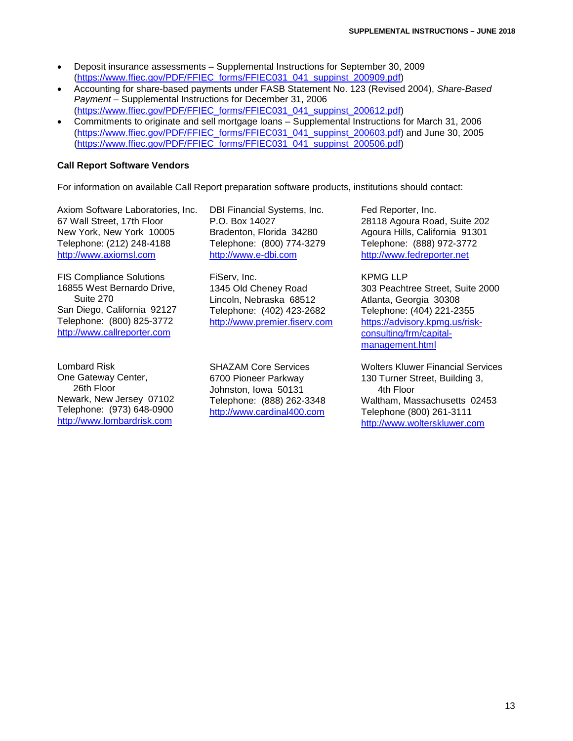- Deposit insurance assessments – Supplemental Instructions for September 30, 2009 (https://www.ffiec.gov/PDF/FFIEC_forms/FFIEC031_041_suppinst_200909.pdf)
- Accounting for share-based payments under FASB Statement No. 123 (Revised 2004), *Share-Based Payment* – Supplemental Instructions for December 31, 2006 (https://www.ffiec.gov/PDF/FFIEC_forms/FFIEC031_041_suppinst_200612.pdf)
- Commitments to originate and sell mortgage loans – Supplemental Instructions for March 31, 2006 (https://www.ffiec.gov/PDF/FFIEC_forms/FFIEC031_041_suppinst_200603.pdf) and June 30, 2005 (https://www.ffiec.gov/PDF/FFIEC_forms/FFIEC031_041_suppinst_200506.pdf)

**Call Report Software Vendors**

For information on available Call Report preparation software products, institutions should contact:

Axiom Software Laboratories, Inc.
67 Wall Street, 17th Floor
New York, New York 10005
Telephone: (212) 248-4188
http://www.axiomsl.com

DBI Financial Systems, Inc.
P.O. Box 14027
Bradenton, Florida 34280
Telephone: (800) 774-3279
http://www.e-dbi.com

Fed Reporter, Inc.
28118 Agoura Road, Suite 202
Agoura Hills, California 91301
Telephone: (888) 972-3772
http://www.fedreporter.net

FIS Compliance Solutions
16855 West Bernardo Drive, Suite 270
San Diego, California 92127
Telephone: (800) 825-3772
http://www.callreporter.com

FiServ, Inc.
1345 Old Cheney Road
Lincoln, Nebraska 68512
Telephone: (402) 423-2682
http://www.premier.fiserv.com

KPMG LLP
303 Peachtree Street, Suite 2000
Atlanta, Georgia 30308
Telephone: (404) 221-2355
https://advisory.kpmg.us/risk-consulting/frm/capital-management.html

Lombard Risk
One Gateway Center, 26th Floor
Newark, New Jersey 07102
Telephone: (973) 648-0900
http://www.lombardrisk.com

SHAZAM Core Services
6700 Pioneer Parkway
Johnston, Iowa 50131
Telephone: (888) 262-3348
http://www.cardinal400.com

Wolters Kluwer Financial Services
130 Turner Street, Building 3, 4th Floor
Waltham, Massachusetts 02453
Telephone (800) 261-3111
http://www.wolterskluwer.com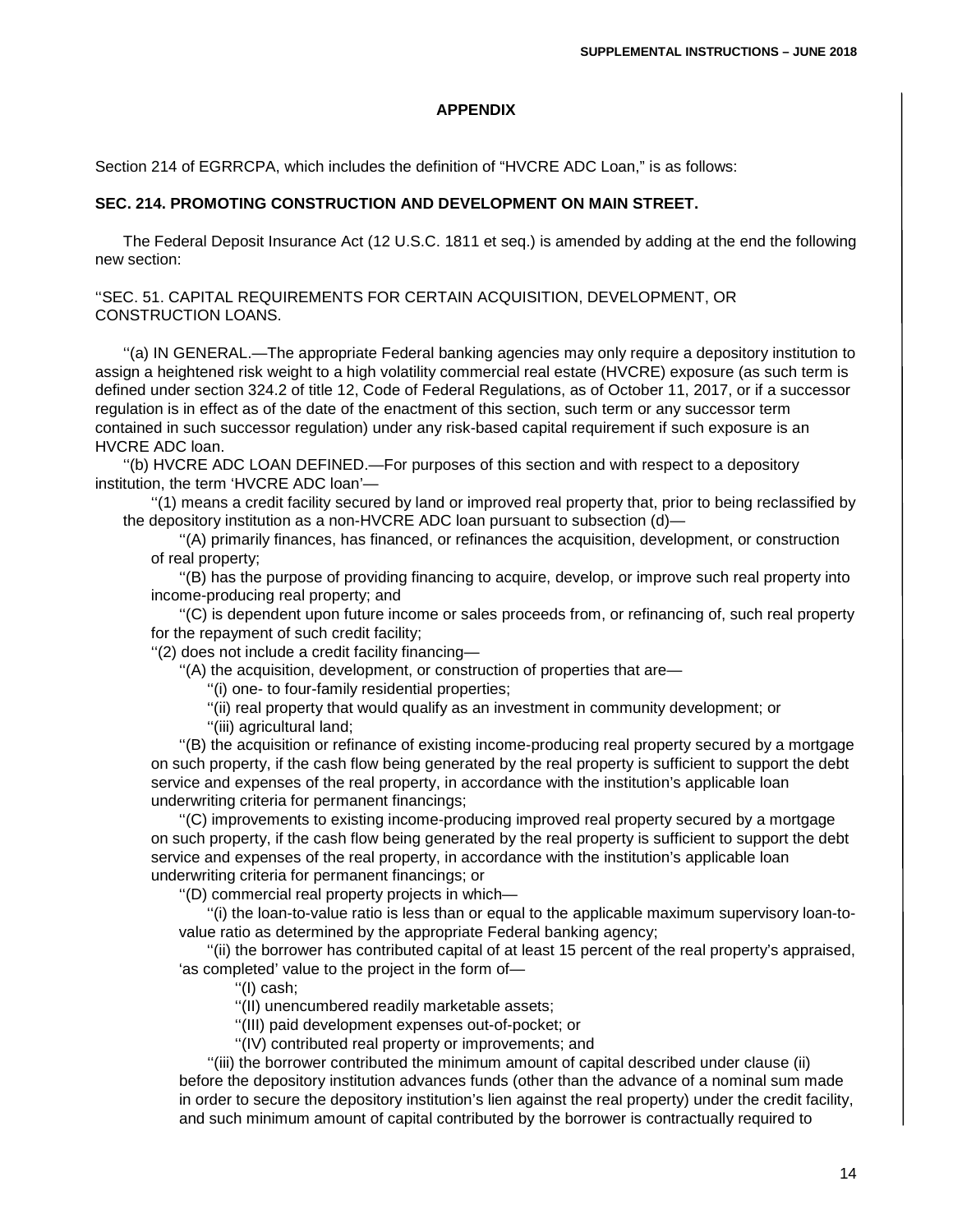## APPENDIX

Section 214 of EGRRCPA, which includes the definition of "HVCRE ADC Loan," is as follows:

**SEC. 214. PROMOTING CONSTRUCTION AND DEVELOPMENT ON MAIN STREET.**

The Federal Deposit Insurance Act (12 U.S.C. 1811 et seq.) is amended by adding at the end the following new section:

''SEC. 51. CAPITAL REQUIREMENTS FOR CERTAIN ACQUISITION, DEVELOPMENT, OR CONSTRUCTION LOANS.

''(a) IN GENERAL.—The appropriate Federal banking agencies may only require a depository institution to assign a heightened risk weight to a high volatility commercial real estate (HVCRE) exposure (as such term is defined under section 324.2 of title 12, Code of Federal Regulations, as of October 11, 2017, or if a successor regulation is in effect as of the date of the enactment of this section, such term or any successor term contained in such successor regulation) under any risk-based capital requirement if such exposure is an HVCRE ADC loan.

''(b) HVCRE ADC LOAN DEFINED.—For purposes of this section and with respect to a depository institution, the term 'HVCRE ADC loan'—

''(1) means a credit facility secured by land or improved real property that, prior to being reclassified by the depository institution as a non-HVCRE ADC loan pursuant to subsection (d)—

''(A) primarily finances, has financed, or refinances the acquisition, development, or construction of real property;

''(B) has the purpose of providing financing to acquire, develop, or improve such real property into income-producing real property; and

''(C) is dependent upon future income or sales proceeds from, or refinancing of, such real property for the repayment of such credit facility;

''(2) does not include a credit facility financing—

''(A) the acquisition, development, or construction of properties that are—

''(i) one- to four-family residential properties;

''(ii) real property that would qualify as an investment in community development; or

''(iii) agricultural land;

''(B) the acquisition or refinance of existing income-producing real property secured by a mortgage on such property, if the cash flow being generated by the real property is sufficient to support the debt service and expenses of the real property, in accordance with the institution's applicable loan underwriting criteria for permanent financings;

''(C) improvements to existing income-producing improved real property secured by a mortgage on such property, if the cash flow being generated by the real property is sufficient to support the debt service and expenses of the real property, in accordance with the institution's applicable loan underwriting criteria for permanent financings; or

''(D) commercial real property projects in which—

''(i) the loan-to-value ratio is less than or equal to the applicable maximum supervisory loan-to-value ratio as determined by the appropriate Federal banking agency;

''(ii) the borrower has contributed capital of at least 15 percent of the real property's appraised, 'as completed' value to the project in the form of—

''(I) cash;

''(II) unencumbered readily marketable assets;

''(III) paid development expenses out-of-pocket; or

''(IV) contributed real property or improvements; and

''(iii) the borrower contributed the minimum amount of capital described under clause (ii) before the depository institution advances funds (other than the advance of a nominal sum made in order to secure the depository institution's lien against the real property) under the credit facility, and such minimum amount of capital contributed by the borrower is contractually required to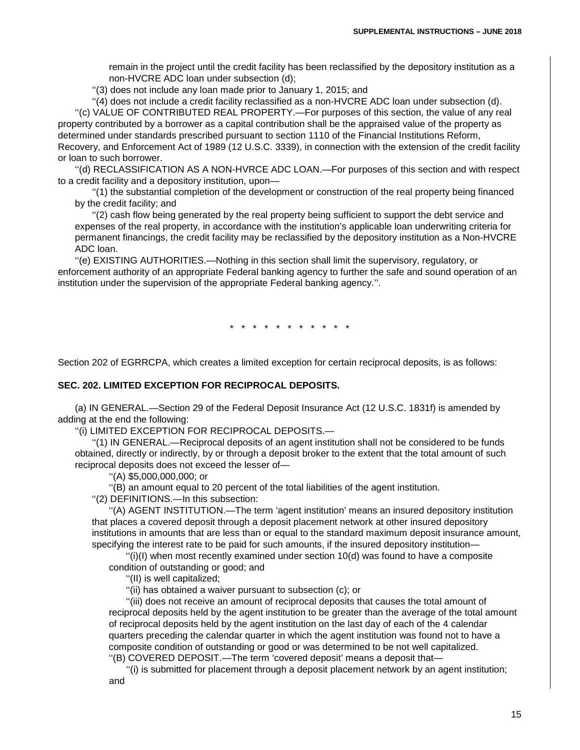remain in the project until the credit facility has been reclassified by the depository institution as a non-HVCRE ADC loan under subsection (d);

''(3) does not include any loan made prior to January 1, 2015; and

''(4) does not include a credit facility reclassified as a non-HVCRE ADC loan under subsection (d).

''(c) VALUE OF CONTRIBUTED REAL PROPERTY.—For purposes of this section, the value of any real property contributed by a borrower as a capital contribution shall be the appraised value of the property as determined under standards prescribed pursuant to section 1110 of the Financial Institutions Reform, Recovery, and Enforcement Act of 1989 (12 U.S.C. 3339), in connection with the extension of the credit facility or loan to such borrower.

''(d) RECLASSIFICATION AS A NON-HVRCE ADC LOAN.—For purposes of this section and with respect to a credit facility and a depository institution, upon—

''(1) the substantial completion of the development or construction of the real property being financed by the credit facility; and

''(2) cash flow being generated by the real property being sufficient to support the debt service and expenses of the real property, in accordance with the institution's applicable loan underwriting criteria for permanent financings, the credit facility may be reclassified by the depository institution as a Non-HVCRE ADC loan.

''(e) EXISTING AUTHORITIES.—Nothing in this section shall limit the supervisory, regulatory, or enforcement authority of an appropriate Federal banking agency to further the safe and sound operation of an institution under the supervision of the appropriate Federal banking agency.''.

\* \* \* \* \* \* \* \* \* \* \* 

Section 202 of EGRRCPA, which creates a limited exception for certain reciprocal deposits, is as follows:

**SEC. 202. LIMITED EXCEPTION FOR RECIPROCAL DEPOSITS.**

(a) IN GENERAL.—Section 29 of the Federal Deposit Insurance Act (12 U.S.C. 1831f) is amended by adding at the end the following:

''(i) LIMITED EXCEPTION FOR RECIPROCAL DEPOSITS.—

''(1) IN GENERAL.—Reciprocal deposits of an agent institution shall not be considered to be funds obtained, directly or indirectly, by or through a deposit broker to the extent that the total amount of such reciprocal deposits does not exceed the lesser of—

''(A) $5,000,000,000; or

''(B) an amount equal to 20 percent of the total liabilities of the agent institution.

''(2) DEFINITIONS.—In this subsection:

''(A) AGENT INSTITUTION.—The term 'agent institution' means an insured depository institution that places a covered deposit through a deposit placement network at other insured depository institutions in amounts that are less than or equal to the standard maximum deposit insurance amount, specifying the interest rate to be paid for such amounts, if the insured depository institution—

''(i)(I) when most recently examined under section 10(d) was found to have a composite condition of outstanding or good; and

''(II) is well capitalized;

''(ii) has obtained a waiver pursuant to subsection (c); or

''(iii) does not receive an amount of reciprocal deposits that causes the total amount of reciprocal deposits held by the agent institution to be greater than the average of the total amount of reciprocal deposits held by the agent institution on the last day of each of the 4 calendar quarters preceding the calendar quarter in which the agent institution was found not to have a composite condition of outstanding or good or was determined to be not well capitalized.

''(B) COVERED DEPOSIT.—The term 'covered deposit' means a deposit that—

''(i) is submitted for placement through a deposit placement network by an agent institution; and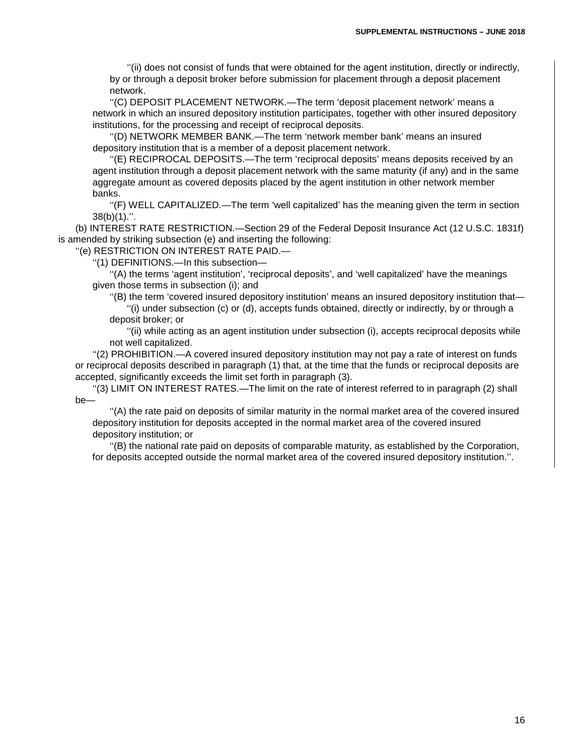''(ii) does not consist of funds that were obtained for the agent institution, directly or indirectly, by or through a deposit broker before submission for placement through a deposit placement network.

''(C) DEPOSIT PLACEMENT NETWORK.—The term 'deposit placement network' means a network in which an insured depository institution participates, together with other insured depository institutions, for the processing and receipt of reciprocal deposits.

''(D) NETWORK MEMBER BANK.—The term 'network member bank' means an insured depository institution that is a member of a deposit placement network.

''(E) RECIPROCAL DEPOSITS.—The term 'reciprocal deposits' means deposits received by an agent institution through a deposit placement network with the same maturity (if any) and in the same aggregate amount as covered deposits placed by the agent institution in other network member banks.

''(F) WELL CAPITALIZED.—The term 'well capitalized' has the meaning given the term in section 38(b)(1).''.

(b) INTEREST RATE RESTRICTION.—Section 29 of the Federal Deposit Insurance Act (12 U.S.C. 1831f) is amended by striking subsection (e) and inserting the following:

''(e) RESTRICTION ON INTEREST RATE PAID.—

''(1) DEFINITIONS.—In this subsection—

''(A) the terms 'agent institution', 'reciprocal deposits', and 'well capitalized' have the meanings given those terms in subsection (i); and

''(B) the term 'covered insured depository institution' means an insured depository institution that—

''(i) under subsection (c) or (d), accepts funds obtained, directly or indirectly, by or through a deposit broker; or

''(ii) while acting as an agent institution under subsection (i), accepts reciprocal deposits while not well capitalized.

''(2) PROHIBITION.—A covered insured depository institution may not pay a rate of interest on funds or reciprocal deposits described in paragraph (1) that, at the time that the funds or reciprocal deposits are accepted, significantly exceeds the limit set forth in paragraph (3).

''(3) LIMIT ON INTEREST RATES.—The limit on the rate of interest referred to in paragraph (2) shall be—

''(A) the rate paid on deposits of similar maturity in the normal market area of the covered insured depository institution for deposits accepted in the normal market area of the covered insured depository institution; or

''(B) the national rate paid on deposits of comparable maturity, as established by the Corporation, for deposits accepted outside the normal market area of the covered insured depository institution.''.